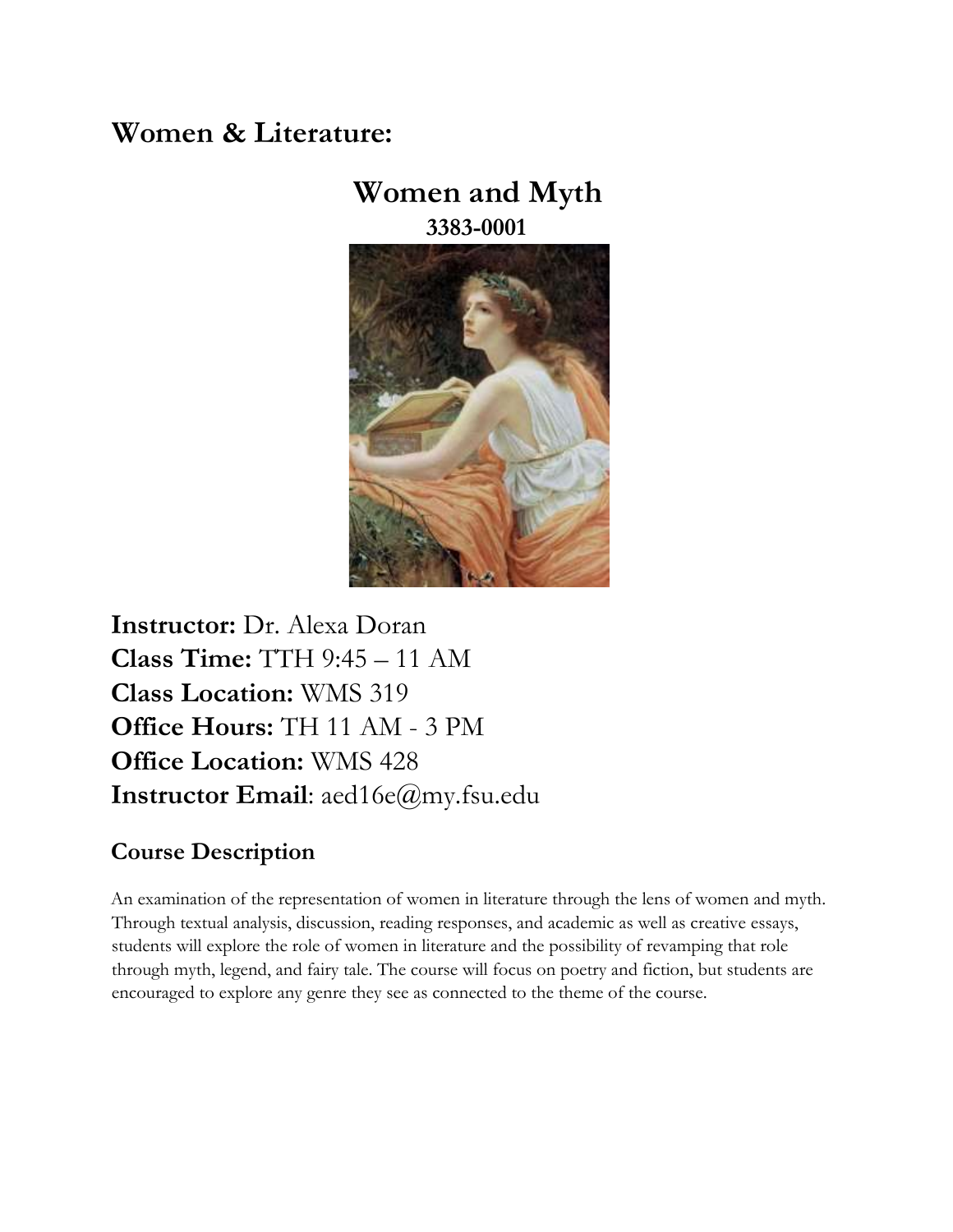# Women & Literature:

## Women and Myth

**3383-0001**

**Instructor:** Dr. Alexa Doran
**Class Time:** TTH 9:45 – 11 AM
**Class Location:** WMS 319
**Office Hours:** TH 11 AM - 3 PM
**Office Location:** WMS 428
**Instructor Email**: aed16e@my.fsu.edu

### Course Description

An examination of the representation of women in literature through the lens of women and myth. Through textual analysis, discussion, reading responses, and academic as well as creative essays, students will explore the role of women in literature and the possibility of revamping that role through myth, legend, and fairy tale. The course will focus on poetry and fiction, but students are encouraged to explore any genre they see as connected to the theme of the course.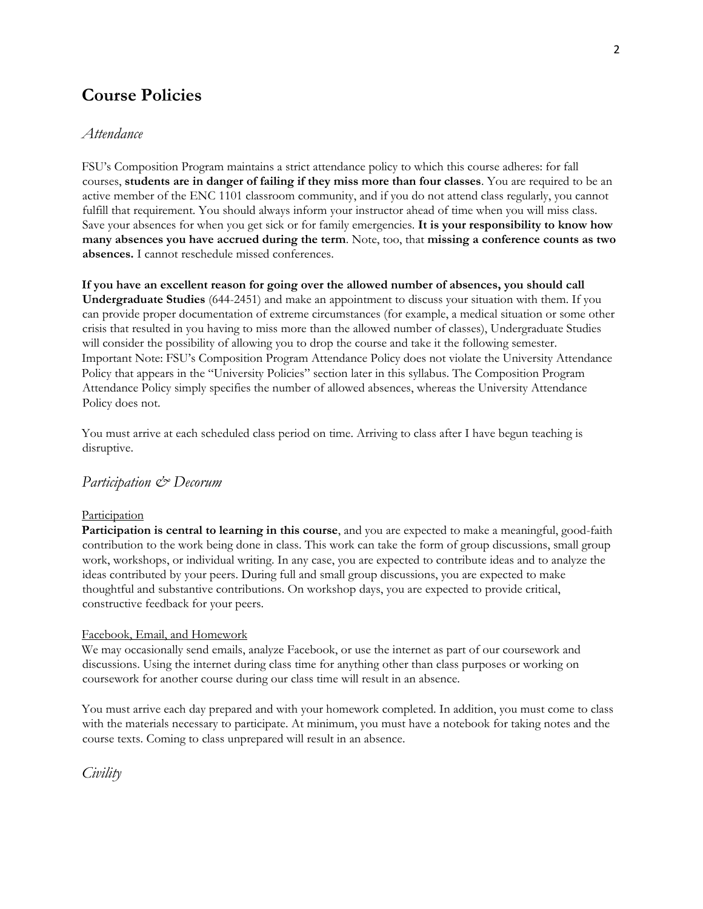# Course Policies

## *Attendance*

FSU's Composition Program maintains a strict attendance policy to which this course adheres: for fall courses, **students are in danger of failing if they miss more than four classes**. You are required to be an active member of the ENC 1101 classroom community, and if you do not attend class regularly, you cannot fulfill that requirement. You should always inform your instructor ahead of time when you will miss class. Save your absences for when you get sick or for family emergencies. **It is your responsibility to know how many absences you have accrued during the term**. Note, too, that **missing a conference counts as two absences.** I cannot reschedule missed conferences.

**If you have an excellent reason for going over the allowed number of absences, you should call Undergraduate Studies** (644-2451) and make an appointment to discuss your situation with them. If you can provide proper documentation of extreme circumstances (for example, a medical situation or some other crisis that resulted in you having to miss more than the allowed number of classes), Undergraduate Studies will consider the possibility of allowing you to drop the course and take it the following semester. Important Note: FSU's Composition Program Attendance Policy does not violate the University Attendance Policy that appears in the "University Policies" section later in this syllabus. The Composition Program Attendance Policy simply specifies the number of allowed absences, whereas the University Attendance Policy does not.

You must arrive at each scheduled class period on time. Arriving to class after I have begun teaching is disruptive.

## *Participation & Decorum*

<u>Participation</u>

**Participation is central to learning in this course**, and you are expected to make a meaningful, good-faith contribution to the work being done in class. This work can take the form of group discussions, small group work, workshops, or individual writing. In any case, you are expected to contribute ideas and to analyze the ideas contributed by your peers. During full and small group discussions, you are expected to make thoughtful and substantive contributions. On workshop days, you are expected to provide critical, constructive feedback for your peers.

<u>Facebook, Email, and Homework</u>

We may occasionally send emails, analyze Facebook, or use the internet as part of our coursework and discussions. Using the internet during class time for anything other than class purposes or working on coursework for another course during our class time will result in an absence.

You must arrive each day prepared and with your homework completed. In addition, you must come to class with the materials necessary to participate. At minimum, you must have a notebook for taking notes and the course texts. Coming to class unprepared will result in an absence.

## *Civility*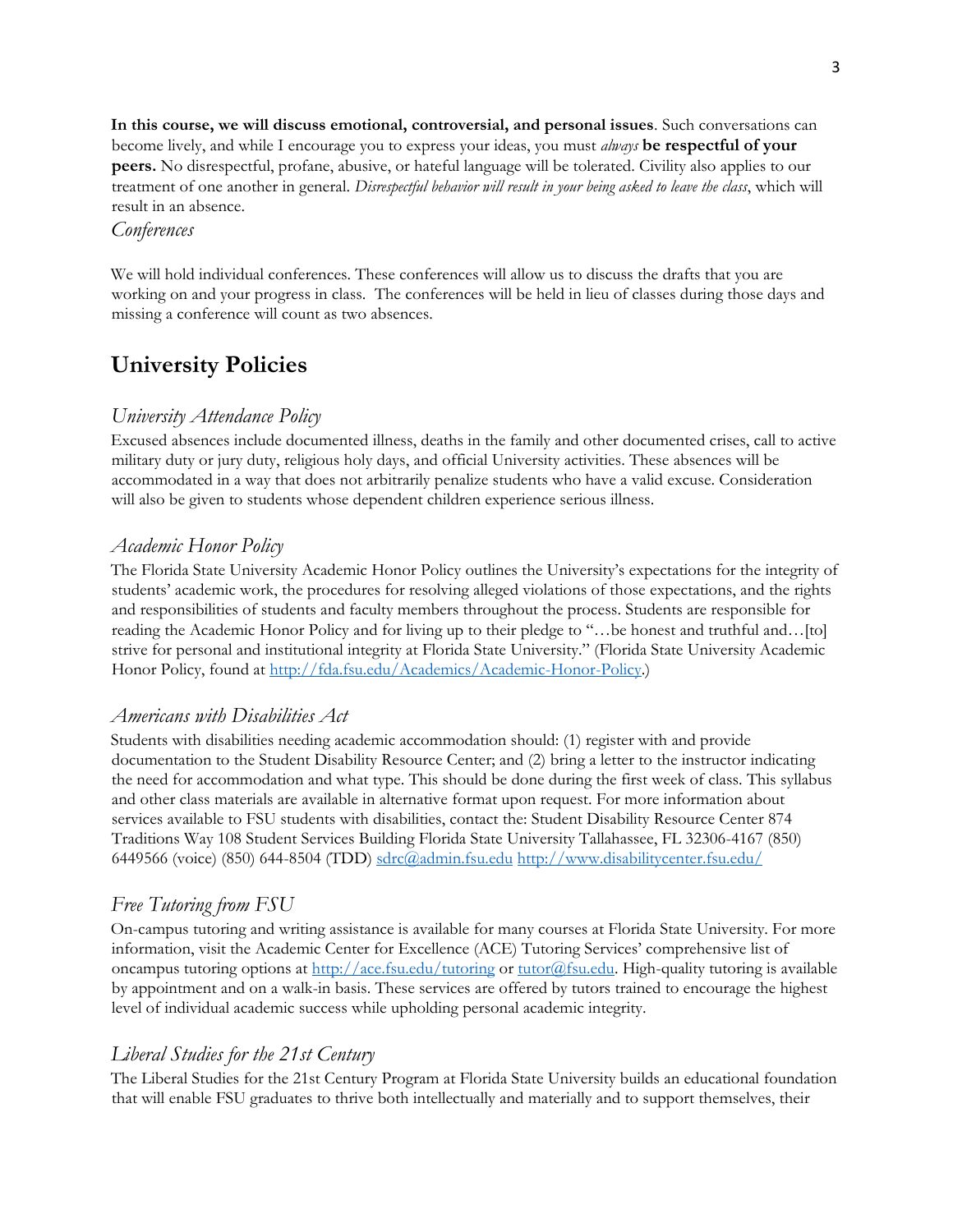**In this course, we will discuss emotional, controversial, and personal issues**. Such conversations can become lively, and while I encourage you to express your ideas, you must *always* **be respectful of your peers.** No disrespectful, profane, abusive, or hateful language will be tolerated. Civility also applies to our treatment of one another in general. *Disrespectful behavior will result in your being asked to leave the class*, which will result in an absence.

### *Conferences*

We will hold individual conferences. These conferences will allow us to discuss the drafts that you are working on and your progress in class. The conferences will be held in lieu of classes during those days and missing a conference will count as two absences.

## University Policies

### *University Attendance Policy*

Excused absences include documented illness, deaths in the family and other documented crises, call to active military duty or jury duty, religious holy days, and official University activities. These absences will be accommodated in a way that does not arbitrarily penalize students who have a valid excuse. Consideration will also be given to students whose dependent children experience serious illness.

### *Academic Honor Policy*

The Florida State University Academic Honor Policy outlines the University's expectations for the integrity of students' academic work, the procedures for resolving alleged violations of those expectations, and the rights and responsibilities of students and faculty members throughout the process. Students are responsible for reading the Academic Honor Policy and for living up to their pledge to "…be honest and truthful and…[to] strive for personal and institutional integrity at Florida State University." (Florida State University Academic Honor Policy, found at http://fda.fsu.edu/Academics/Academic-Honor-Policy.)

### *Americans with Disabilities Act*

Students with disabilities needing academic accommodation should: (1) register with and provide documentation to the Student Disability Resource Center; and (2) bring a letter to the instructor indicating the need for accommodation and what type. This should be done during the first week of class. This syllabus and other class materials are available in alternative format upon request. For more information about services available to FSU students with disabilities, contact the: Student Disability Resource Center 874 Traditions Way 108 Student Services Building Florida State University Tallahassee, FL 32306-4167 (850) 6449566 (voice) (850) 644-8504 (TDD) sdrc@admin.fsu.edu http://www.disabilitycenter.fsu.edu/

### *Free Tutoring from FSU*

On-campus tutoring and writing assistance is available for many courses at Florida State University. For more information, visit the Academic Center for Excellence (ACE) Tutoring Services' comprehensive list of oncampus tutoring options at http://ace.fsu.edu/tutoring or tutor@fsu.edu. High-quality tutoring is available by appointment and on a walk-in basis. These services are offered by tutors trained to encourage the highest level of individual academic success while upholding personal academic integrity.

### *Liberal Studies for the 21st Century*

The Liberal Studies for the 21st Century Program at Florida State University builds an educational foundation that will enable FSU graduates to thrive both intellectually and materially and to support themselves, their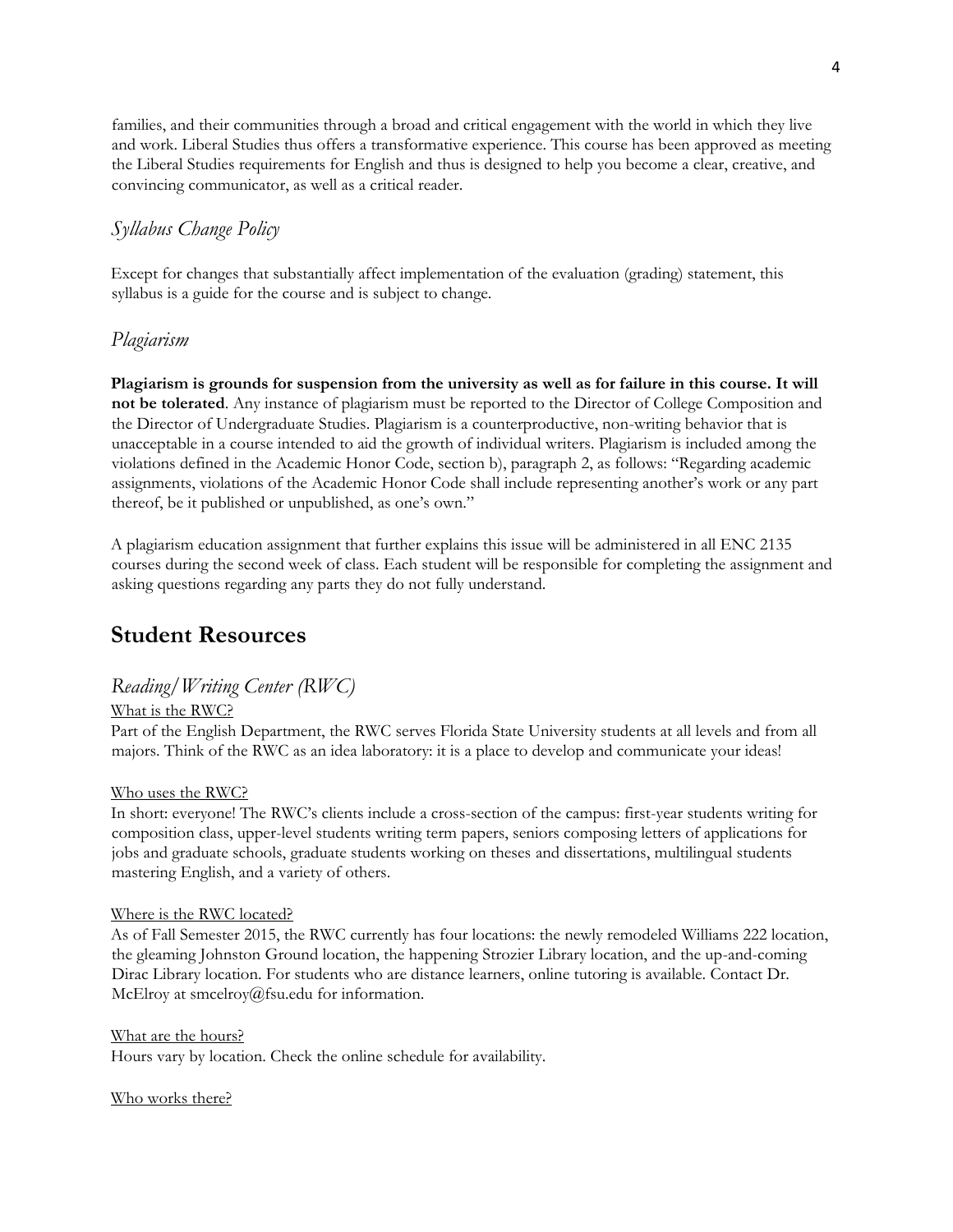families, and their communities through a broad and critical engagement with the world in which they live and work. Liberal Studies thus offers a transformative experience. This course has been approved as meeting the Liberal Studies requirements for English and thus is designed to help you become a clear, creative, and convincing communicator, as well as a critical reader.

### *Syllabus Change Policy*

Except for changes that substantially affect implementation of the evaluation (grading) statement, this syllabus is a guide for the course and is subject to change.

### *Plagiarism*

**Plagiarism is grounds for suspension from the university as well as for failure in this course. It will not be tolerated**. Any instance of plagiarism must be reported to the Director of College Composition and the Director of Undergraduate Studies. Plagiarism is a counterproductive, non-writing behavior that is unacceptable in a course intended to aid the growth of individual writers. Plagiarism is included among the violations defined in the Academic Honor Code, section b), paragraph 2, as follows: "Regarding academic assignments, violations of the Academic Honor Code shall include representing another's work or any part thereof, be it published or unpublished, as one's own."

A plagiarism education assignment that further explains this issue will be administered in all ENC 2135 courses during the second week of class. Each student will be responsible for completing the assignment and asking questions regarding any parts they do not fully understand.

## Student Resources

### *Reading/Writing Center (RWC)*

<u>What is the RWC?</u>
Part of the English Department, the RWC serves Florida State University students at all levels and from all majors. Think of the RWC as an idea laboratory: it is a place to develop and communicate your ideas!

<u>Who uses the RWC?</u>
In short: everyone! The RWC's clients include a cross-section of the campus: first-year students writing for composition class, upper-level students writing term papers, seniors composing letters of applications for jobs and graduate schools, graduate students working on theses and dissertations, multilingual students mastering English, and a variety of others.

<u>Where is the RWC located?</u>
As of Fall Semester 2015, the RWC currently has four locations: the newly remodeled Williams 222 location, the gleaming Johnston Ground location, the happening Strozier Library location, and the up-and-coming Dirac Library location. For students who are distance learners, online tutoring is available. Contact Dr. McElroy at smcelroy@fsu.edu for information.

<u>What are the hours?</u>
Hours vary by location. Check the online schedule for availability.

<u>Who works there?</u>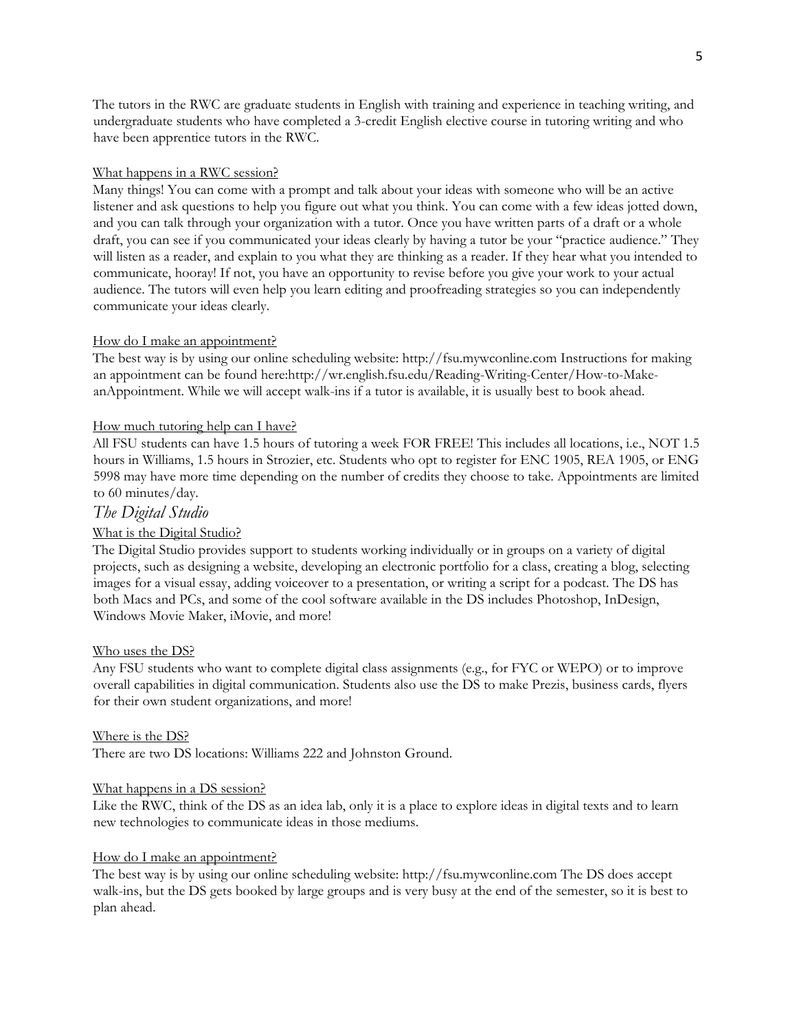The tutors in the RWC are graduate students in English with training and experience in teaching writing, and undergraduate students who have completed a 3-credit English elective course in tutoring writing and who have been apprentice tutors in the RWC.

<u>What happens in a RWC session?</u>

Many things! You can come with a prompt and talk about your ideas with someone who will be an active listener and ask questions to help you figure out what you think. You can come with a few ideas jotted down, and you can talk through your organization with a tutor. Once you have written parts of a draft or a whole draft, you can see if you communicated your ideas clearly by having a tutor be your "practice audience." They will listen as a reader, and explain to you what they are thinking as a reader. If they hear what you intended to communicate, hooray! If not, you have an opportunity to revise before you give your work to your actual audience. The tutors will even help you learn editing and proofreading strategies so you can independently communicate your ideas clearly.

<u>How do I make an appointment?</u>

The best way is by using our online scheduling website: http://fsu.mywconline.com Instructions for making an appointment can be found here:http://wr.english.fsu.edu/Reading-Writing-Center/How-to-Make-anAppointment. While we will accept walk-ins if a tutor is available, it is usually best to book ahead.

<u>How much tutoring help can I have?</u>

All FSU students can have 1.5 hours of tutoring a week FOR FREE! This includes all locations, i.e., NOT 1.5 hours in Williams, 1.5 hours in Strozier, etc. Students who opt to register for ENC 1905, REA 1905, or ENG 5998 may have more time depending on the number of credits they choose to take. Appointments are limited to 60 minutes/day.

### *The Digital Studio*

<u>What is the Digital Studio?</u>

The Digital Studio provides support to students working individually or in groups on a variety of digital projects, such as designing a website, developing an electronic portfolio for a class, creating a blog, selecting images for a visual essay, adding voiceover to a presentation, or writing a script for a podcast. The DS has both Macs and PCs, and some of the cool software available in the DS includes Photoshop, InDesign, Windows Movie Maker, iMovie, and more!

<u>Who uses the DS?</u>

Any FSU students who want to complete digital class assignments (e.g., for FYC or WEPO) or to improve overall capabilities in digital communication. Students also use the DS to make Prezis, business cards, flyers for their own student organizations, and more!

<u>Where is the DS?</u>

There are two DS locations: Williams 222 and Johnston Ground.

<u>What happens in a DS session?</u>

Like the RWC, think of the DS as an idea lab, only it is a place to explore ideas in digital texts and to learn new technologies to communicate ideas in those mediums.

<u>How do I make an appointment?</u>

The best way is by using our online scheduling website: http://fsu.mywconline.com The DS does accept walk-ins, but the DS gets booked by large groups and is very busy at the end of the semester, so it is best to plan ahead.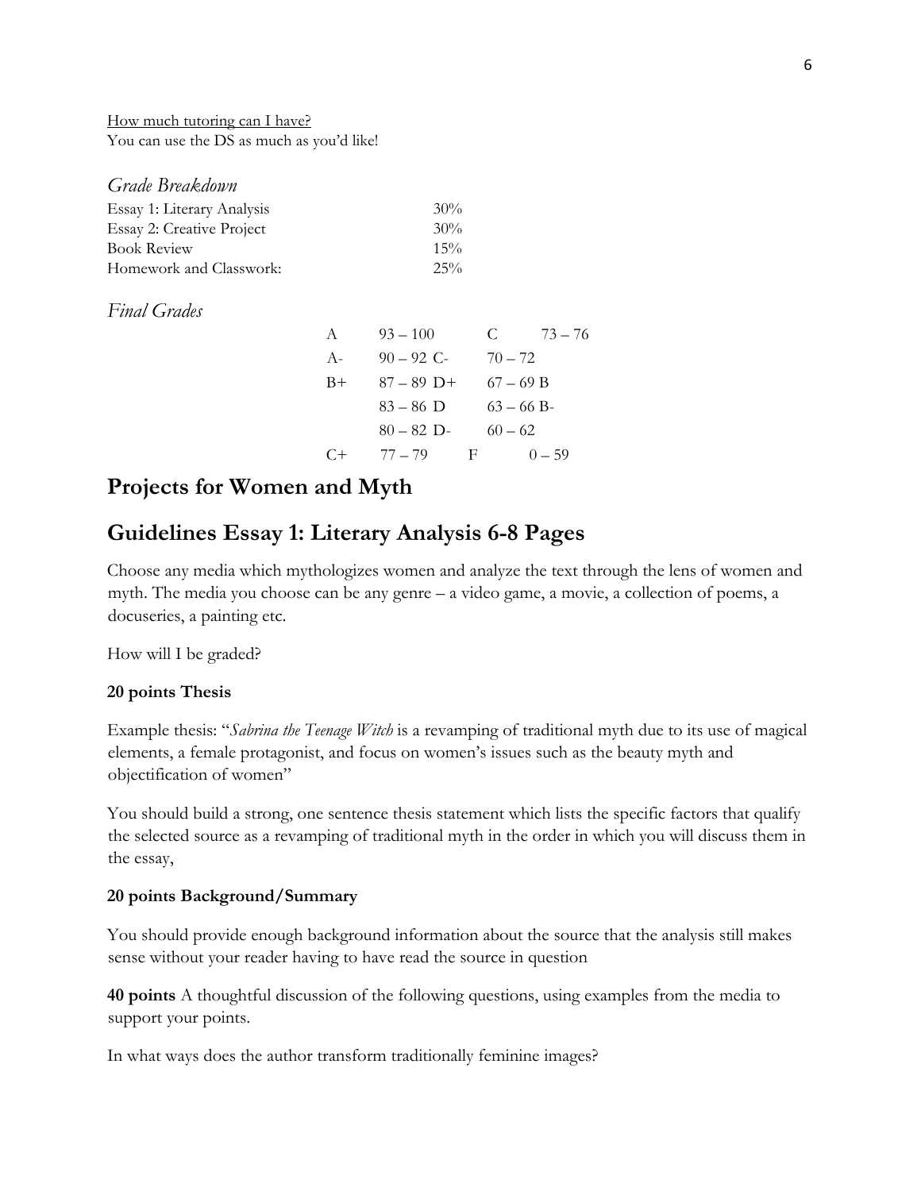How much tutoring can I have?
You can use the DS as much as you'd like!

*Grade Breakdown*

| | |
|---|---|
| Essay 1: Literary Analysis | 30% |
| Essay 2: Creative Project | 30% |
| Book Review | 15% |
| Homework and Classwork: | 25% |

*Final Grades*

| | | | | |
|---|---|---|---|---|
| A | 93 – 100 | C | 73 – 76 | |
| A- | 90 – 92 | C- | 70 – 72 | |
| B+ | 87 – 89 | D+ | 67 – 69 | B |
| | 83 – 86 | D | 63 – 66 | B- |
| | 80 – 82 | D- | 60 – 62 | |
| C+ | 77 – 79 | F | 0 – 59 | |

## Projects for Women and Myth

## Guidelines Essay 1: Literary Analysis 6-8 Pages

Choose any media which mythologizes women and analyze the text through the lens of women and myth. The media you choose can be any genre – a video game, a movie, a collection of poems, a docuseries, a painting etc.

How will I be graded?

**20 points Thesis**

Example thesis: "*Sabrina the Teenage Witch* is a revamping of traditional myth due to its use of magical elements, a female protagonist, and focus on women's issues such as the beauty myth and objectification of women"

You should build a strong, one sentence thesis statement which lists the specific factors that qualify the selected source as a revamping of traditional myth in the order in which you will discuss them in the essay,

**20 points Background/Summary**

You should provide enough background information about the source that the analysis still makes sense without your reader having to have read the source in question

**40 points** A thoughtful discussion of the following questions, using examples from the media to support your points.

In what ways does the author transform traditionally feminine images?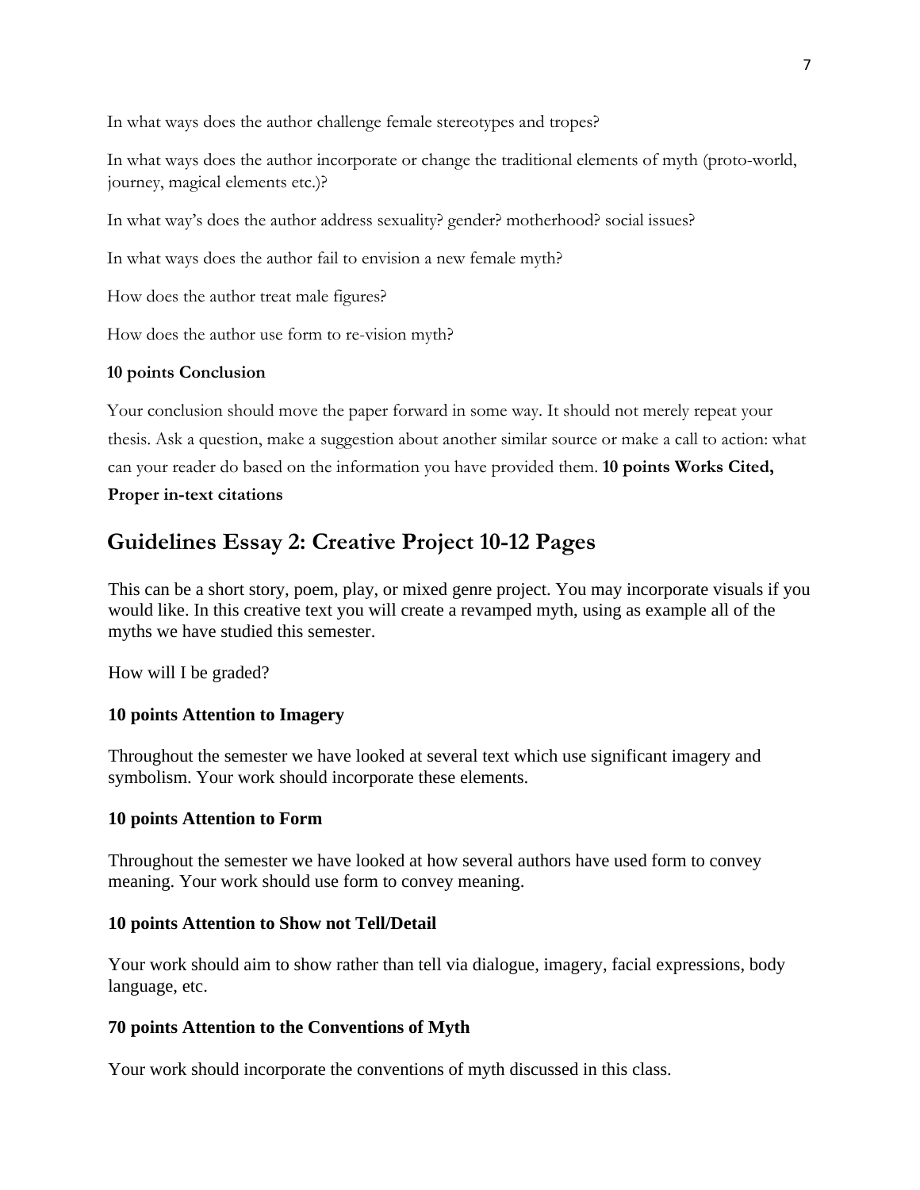In what ways does the author challenge female stereotypes and tropes?

In what ways does the author incorporate or change the traditional elements of myth (proto-world, journey, magical elements etc.)?

In what way's does the author address sexuality? gender? motherhood? social issues?

In what ways does the author fail to envision a new female myth?

How does the author treat male figures?

How does the author use form to re-vision myth?

**10 points Conclusion**

Your conclusion should move the paper forward in some way. It should not merely repeat your thesis. Ask a question, make a suggestion about another similar source or make a call to action: what can your reader do based on the information you have provided them. **10 points Works Cited, Proper in-text citations**

## Guidelines Essay 2: Creative Project 10-12 Pages

This can be a short story, poem, play, or mixed genre project. You may incorporate visuals if you would like. In this creative text you will create a revamped myth, using as example all of the myths we have studied this semester.

How will I be graded?

**10 points Attention to Imagery**

Throughout the semester we have looked at several text which use significant imagery and symbolism. Your work should incorporate these elements.

**10 points Attention to Form**

Throughout the semester we have looked at how several authors have used form to convey meaning. Your work should use form to convey meaning.

**10 points Attention to Show not Tell/Detail**

Your work should aim to show rather than tell via dialogue, imagery, facial expressions, body language, etc.

**70 points Attention to the Conventions of Myth**

Your work should incorporate the conventions of myth discussed in this class.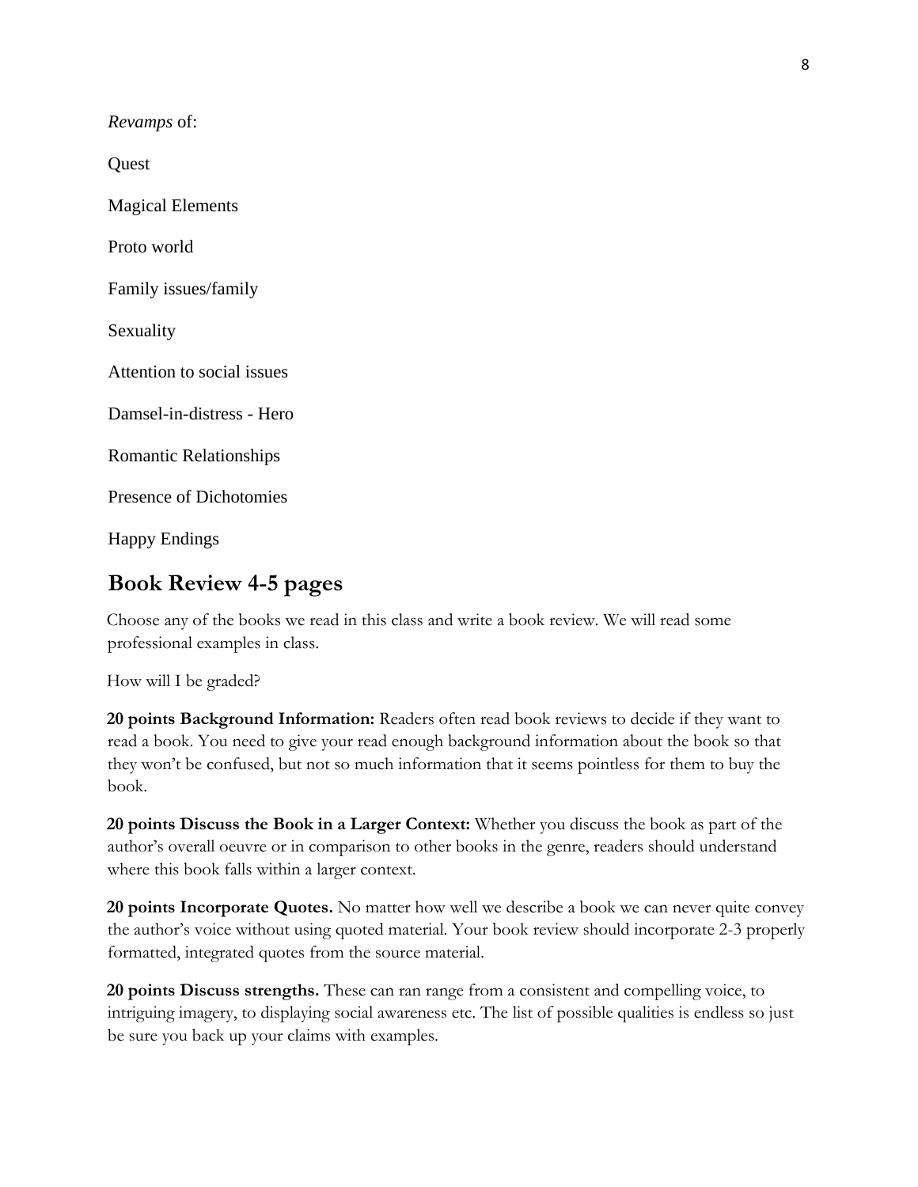*Revamps* of:

Quest

Magical Elements

Proto world

Family issues/family

Sexuality

Attention to social issues

Damsel-in-distress - Hero

Romantic Relationships

Presence of Dichotomies

Happy Endings

## Book Review 4-5 pages

Choose any of the books we read in this class and write a book review. We will read some professional examples in class.

How will I be graded?

**20 points Background Information:** Readers often read book reviews to decide if they want to read a book. You need to give your read enough background information about the book so that they won't be confused, but not so much information that it seems pointless for them to buy the book.

**20 points Discuss the Book in a Larger Context:** Whether you discuss the book as part of the author's overall oeuvre or in comparison to other books in the genre, readers should understand where this book falls within a larger context.

**20 points Incorporate Quotes.** No matter how well we describe a book we can never quite convey the author's voice without using quoted material. Your book review should incorporate 2-3 properly formatted, integrated quotes from the source material.

**20 points Discuss strengths.** These can ran range from a consistent and compelling voice, to intriguing imagery, to displaying social awareness etc. The list of possible qualities is endless so just be sure you back up your claims with examples.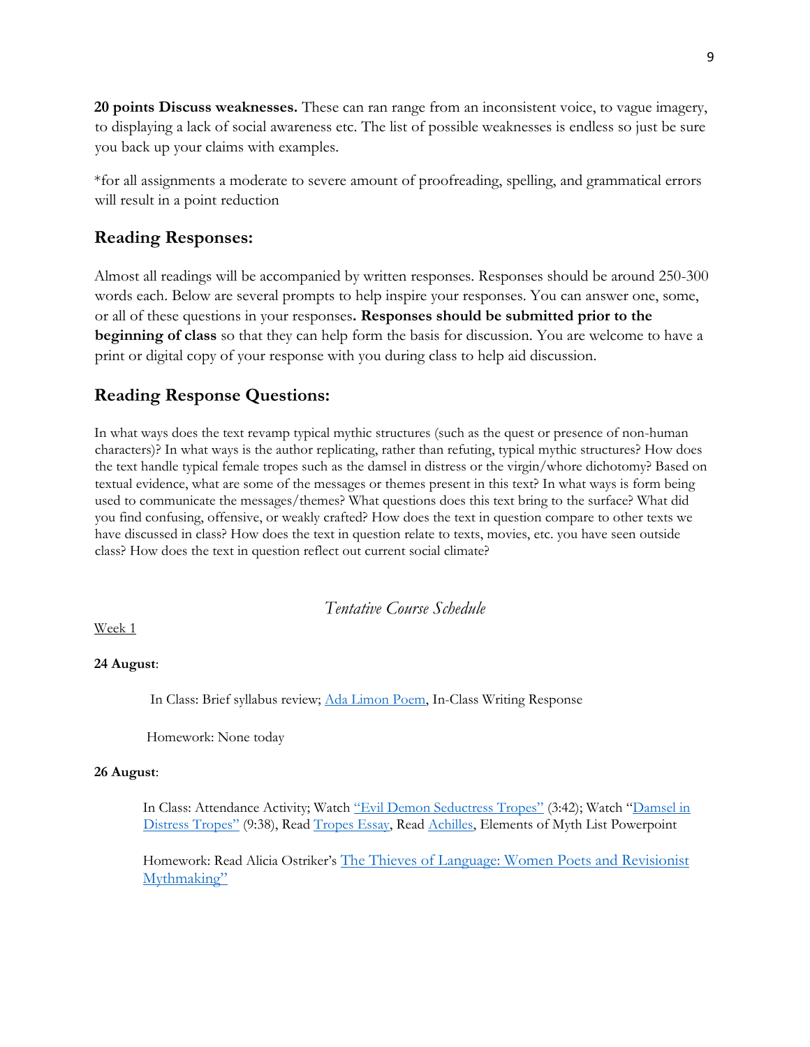**20 points Discuss weaknesses.** These can ran range from an inconsistent voice, to vague imagery, to displaying a lack of social awareness etc. The list of possible weaknesses is endless so just be sure you back up your claims with examples.

*for all assignments a moderate to severe amount of proofreading, spelling, and grammatical errors will result in a point reduction

## Reading Responses:

Almost all readings will be accompanied by written responses. Responses should be around 250-300 words each. Below are several prompts to help inspire your responses. You can answer one, some, or all of these questions in your responses**. Responses should be submitted prior to the beginning of class** so that they can help form the basis for discussion. You are welcome to have a print or digital copy of your response with you during class to help aid discussion.

## Reading Response Questions:

In what ways does the text revamp typical mythic structures (such as the quest or presence of non-human characters)? In what ways is the author replicating, rather than refuting, typical mythic structures? How does the text handle typical female tropes such as the damsel in distress or the virgin/whore dichotomy? Based on textual evidence, what are some of the messages or themes present in this text? In what ways is form being used to communicate the messages/themes? What questions does this text bring to the surface? What did you find confusing, offensive, or weakly crafted? How does the text in question compare to other texts we have discussed in class? How does the text in question relate to texts, movies, etc. you have seen outside class? How does the text in question reflect out current social climate?

*Tentative Course Schedule*

Week 1

**24 August**:

In Class: Brief syllabus review; Ada Limon Poem, In-Class Writing Response

Homework: None today

**26 August**:

In Class: Attendance Activity; Watch "Evil Demon Seductress Tropes" (3:42); Watch "Damsel in Distress Tropes" (9:38), Read Tropes Essay, Read Achilles, Elements of Myth List Powerpoint

Homework: Read Alicia Ostriker's The Thieves of Language: Women Poets and Revisionist Mythmaking"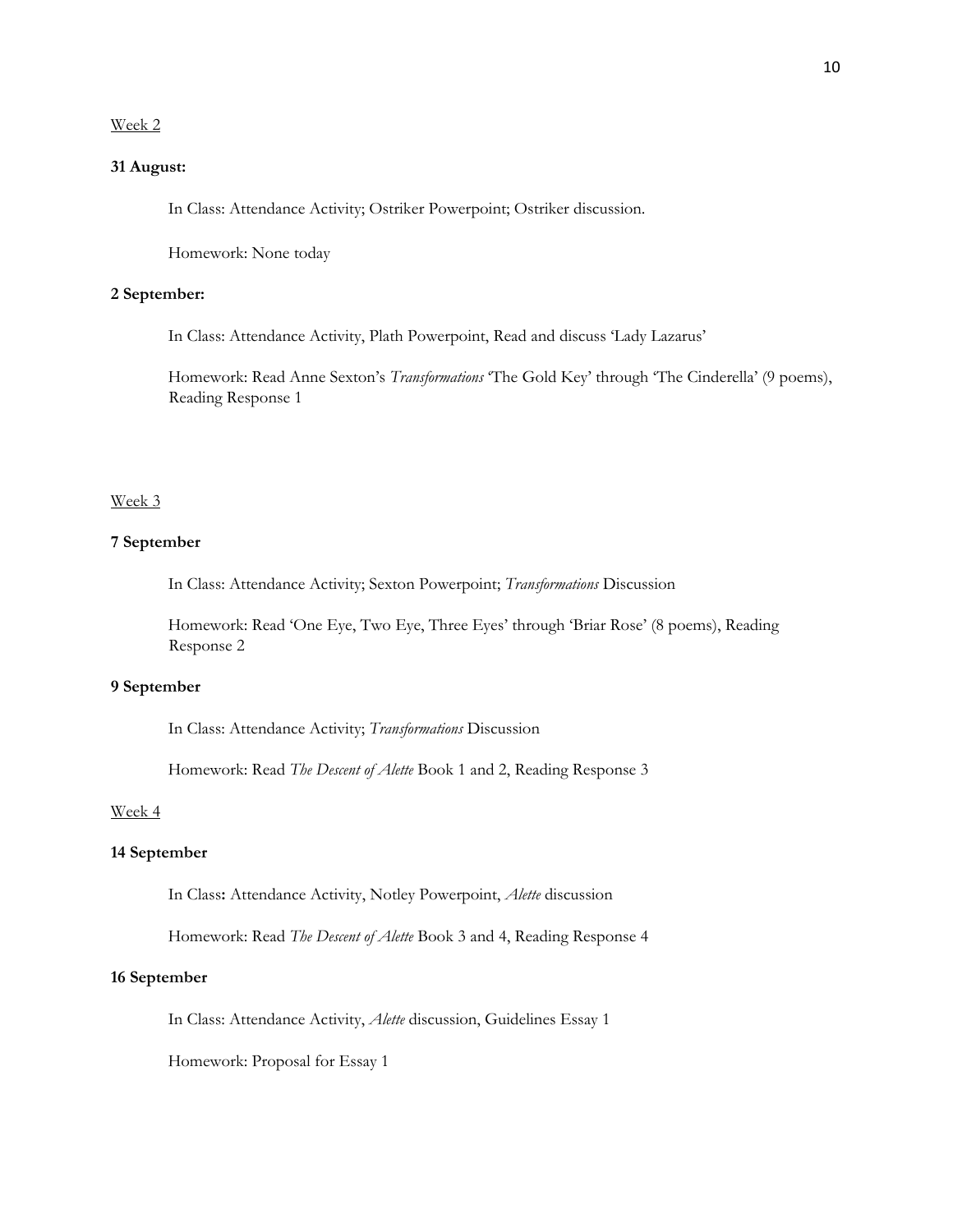Week 2

**31 August:**

In Class: Attendance Activity; Ostriker Powerpoint; Ostriker discussion.

Homework: None today

**2 September:**

In Class: Attendance Activity, Plath Powerpoint, Read and discuss 'Lady Lazarus'

Homework: Read Anne Sexton's *Transformations* 'The Gold Key' through 'The Cinderella' (9 poems), Reading Response 1

Week 3

**7 September**

In Class: Attendance Activity; Sexton Powerpoint; *Transformations* Discussion

Homework: Read 'One Eye, Two Eye, Three Eyes' through 'Briar Rose' (8 poems), Reading Response 2

**9 September**

In Class: Attendance Activity; *Transformations* Discussion

Homework: Read *The Descent of Alette* Book 1 and 2, Reading Response 3

Week 4

**14 September**

In Class**:** Attendance Activity, Notley Powerpoint, *Alette* discussion

Homework: Read *The Descent of Alette* Book 3 and 4, Reading Response 4

**16 September**

In Class: Attendance Activity, *Alette* discussion, Guidelines Essay 1

Homework: Proposal for Essay 1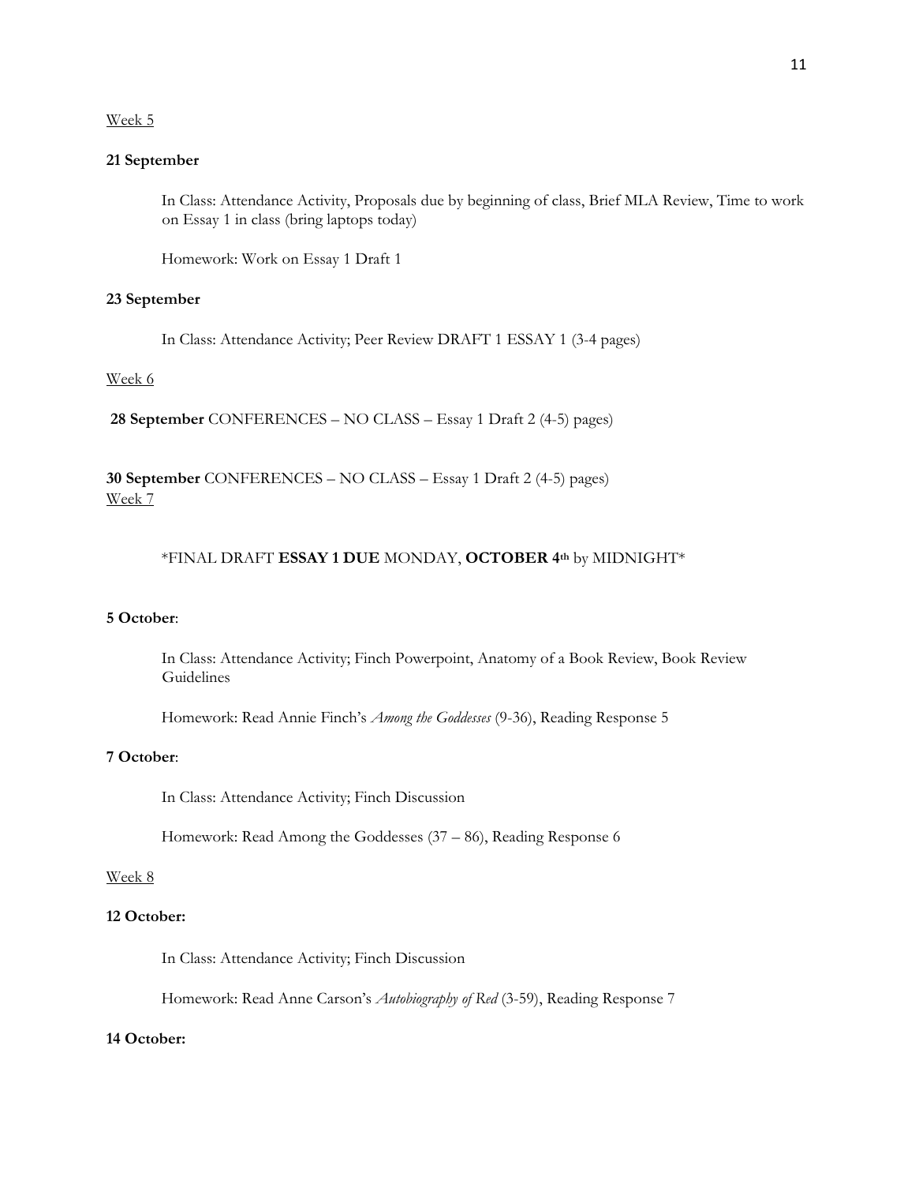Week 5

**21 September**

In Class: Attendance Activity, Proposals due by beginning of class, Brief MLA Review, Time to work on Essay 1 in class (bring laptops today)

Homework: Work on Essay 1 Draft 1

**23 September**

In Class: Attendance Activity; Peer Review DRAFT 1 ESSAY 1 (3-4 pages)

Week 6

**28 September** CONFERENCES – NO CLASS – Essay 1 Draft 2 (4-5) pages)

**30 September** CONFERENCES – NO CLASS – Essay 1 Draft 2 (4-5) pages)

Week 7

*FINAL DRAFT **ESSAY 1 DUE** MONDAY, **OCTOBER 4th** by MIDNIGHT*

**5 October**:

In Class: Attendance Activity; Finch Powerpoint, Anatomy of a Book Review, Book Review Guidelines

Homework: Read Annie Finch's *Among the Goddesses* (9-36), Reading Response 5

**7 October**:

In Class: Attendance Activity; Finch Discussion

Homework: Read Among the Goddesses (37 – 86), Reading Response 6

Week 8

**12 October:**

In Class: Attendance Activity; Finch Discussion

Homework: Read Anne Carson's *Autobiography of Red* (3-59), Reading Response 7

**14 October:**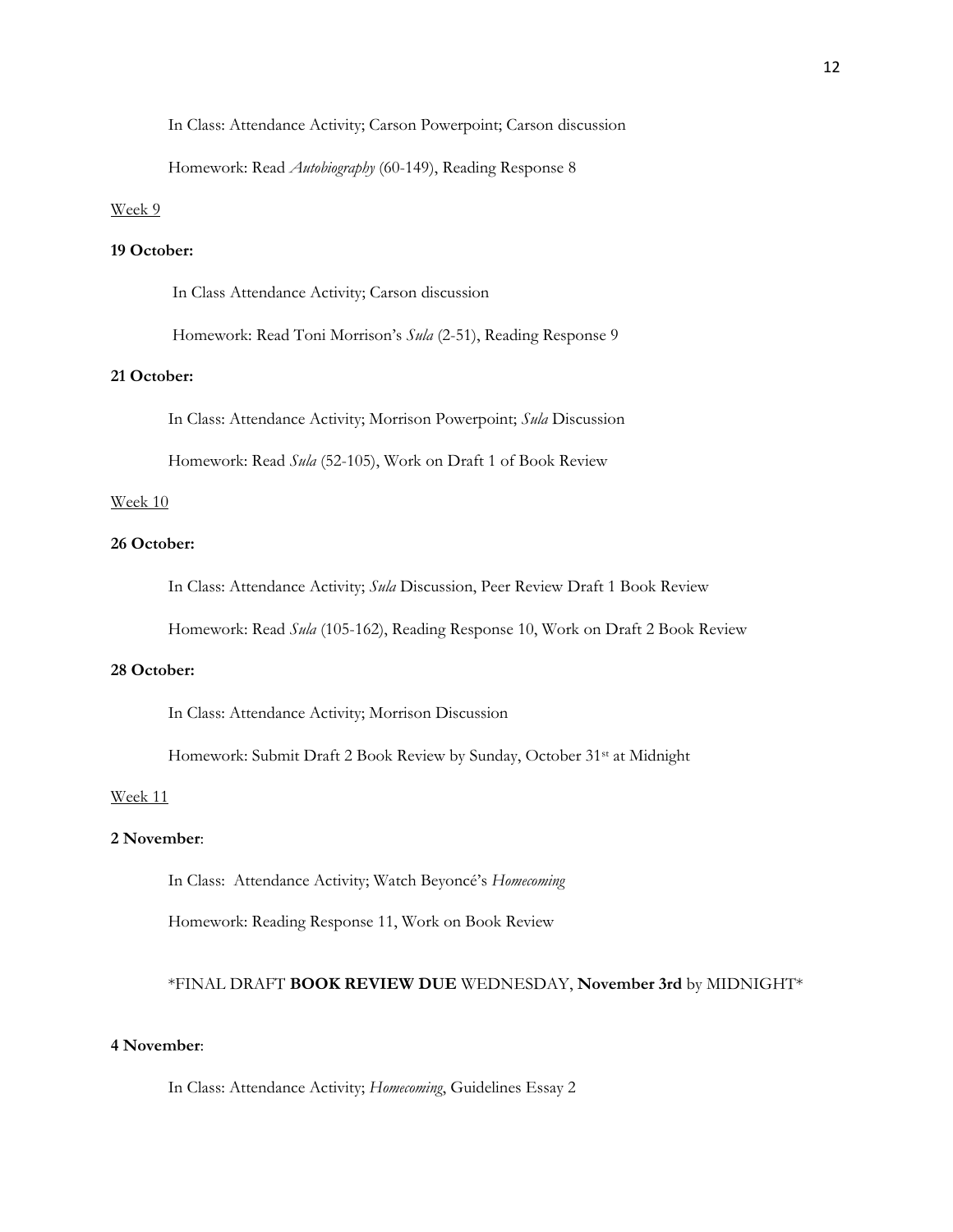In Class: Attendance Activity; Carson Powerpoint; Carson discussion

Homework: Read *Autobiography* (60-149), Reading Response 8

Week 9

**19 October:**

In Class Attendance Activity; Carson discussion

Homework: Read Toni Morrison's *Sula* (2-51), Reading Response 9

**21 October:**

In Class: Attendance Activity; Morrison Powerpoint; *Sula* Discussion

Homework: Read *Sula* (52-105), Work on Draft 1 of Book Review

Week 10

**26 October:**

In Class: Attendance Activity; *Sula* Discussion, Peer Review Draft 1 Book Review

Homework: Read *Sula* (105-162), Reading Response 10, Work on Draft 2 Book Review

**28 October:**

In Class: Attendance Activity; Morrison Discussion

Homework: Submit Draft 2 Book Review by Sunday, October 31st at Midnight

Week 11

**2 November**:

In Class: Attendance Activity; Watch Beyoncé's *Homecoming*

Homework: Reading Response 11, Work on Book Review

*FINAL DRAFT **BOOK REVIEW DUE** WEDNESDAY, **November 3rd** by MIDNIGHT*

**4 November**:

In Class: Attendance Activity; *Homecoming*, Guidelines Essay 2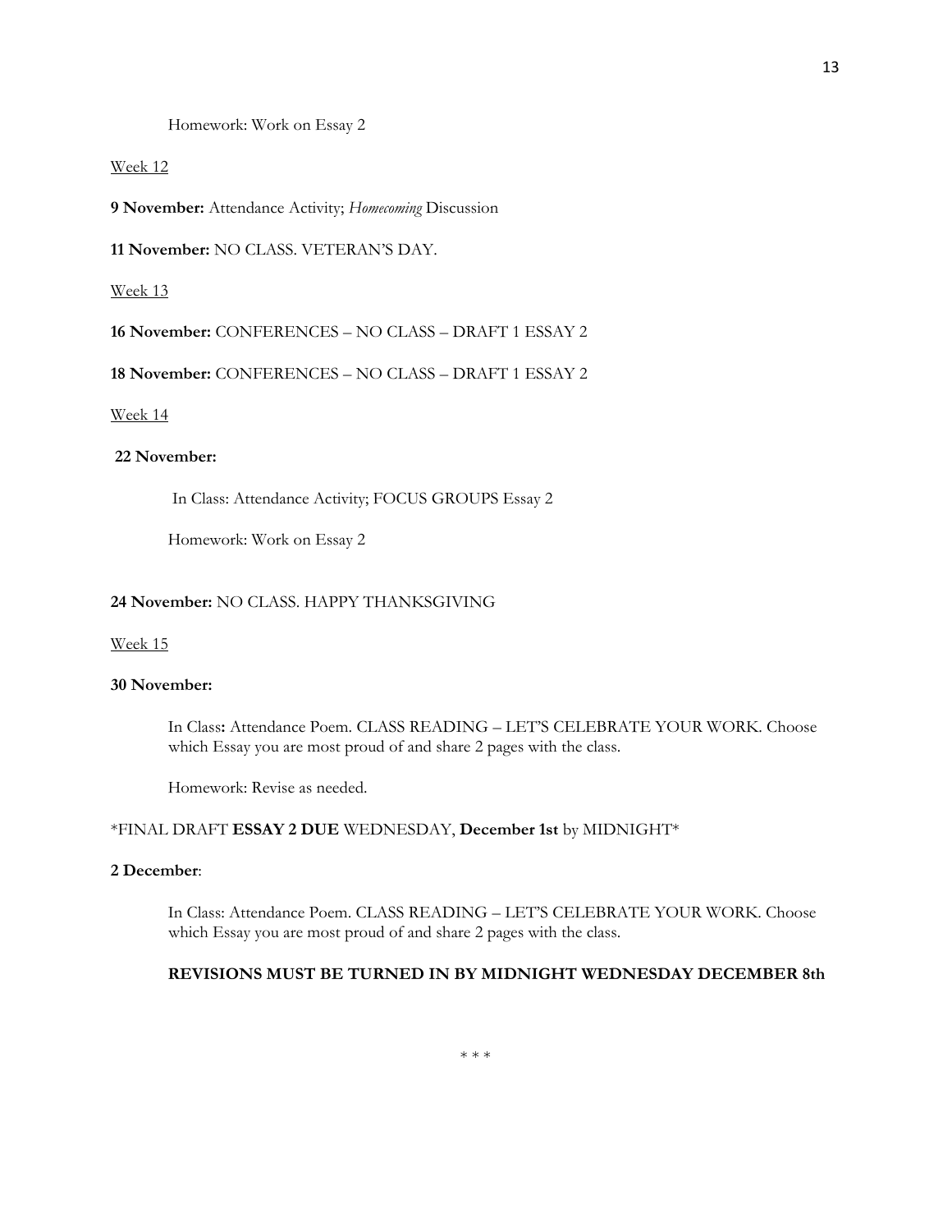Homework: Work on Essay 2

Week 12

**9 November:** Attendance Activity; *Homecoming* Discussion

**11 November:** NO CLASS. VETERAN'S DAY.

Week 13

**16 November:** CONFERENCES – NO CLASS – DRAFT 1 ESSAY 2

**18 November:** CONFERENCES – NO CLASS – DRAFT 1 ESSAY 2

Week 14

**22 November:**

In Class: Attendance Activity; FOCUS GROUPS Essay 2

Homework: Work on Essay 2

**24 November:** NO CLASS. HAPPY THANKSGIVING

Week 15

**30 November:**

In Class**:** Attendance Poem. CLASS READING – LET'S CELEBRATE YOUR WORK. Choose which Essay you are most proud of and share 2 pages with the class.

Homework: Revise as needed.

*FINAL DRAFT **ESSAY 2 DUE** WEDNESDAY, **December 1st** by MIDNIGHT*

**2 December**:

In Class: Attendance Poem. CLASS READING – LET'S CELEBRATE YOUR WORK. Choose which Essay you are most proud of and share 2 pages with the class.

**REVISIONS MUST BE TURNED IN BY MIDNIGHT WEDNESDAY DECEMBER 8th**

* * *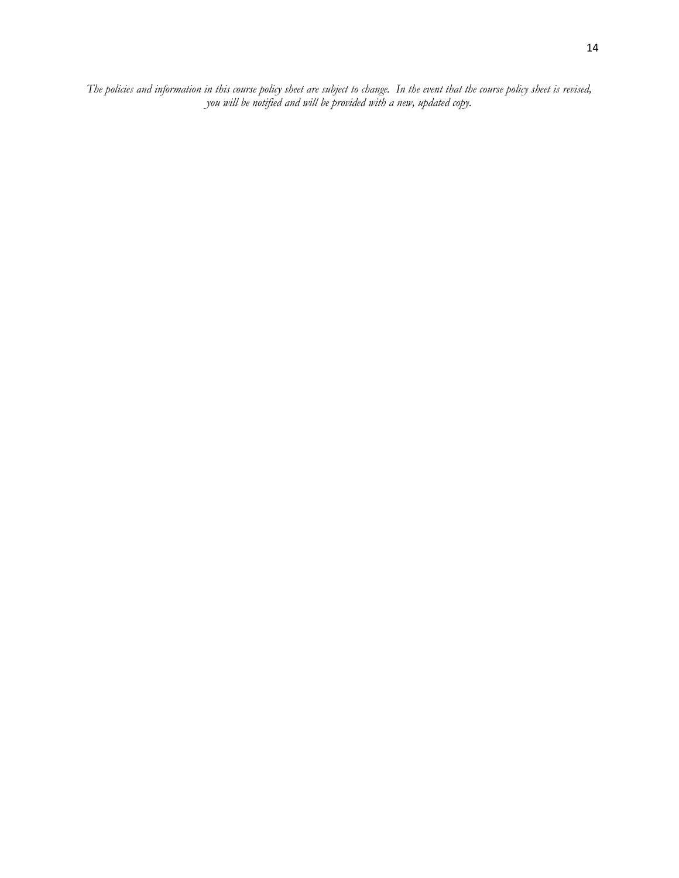*The policies and information in this course policy sheet are subject to change. In the event that the course policy sheet is revised, you will be notified and will be provided with a new, updated copy.*